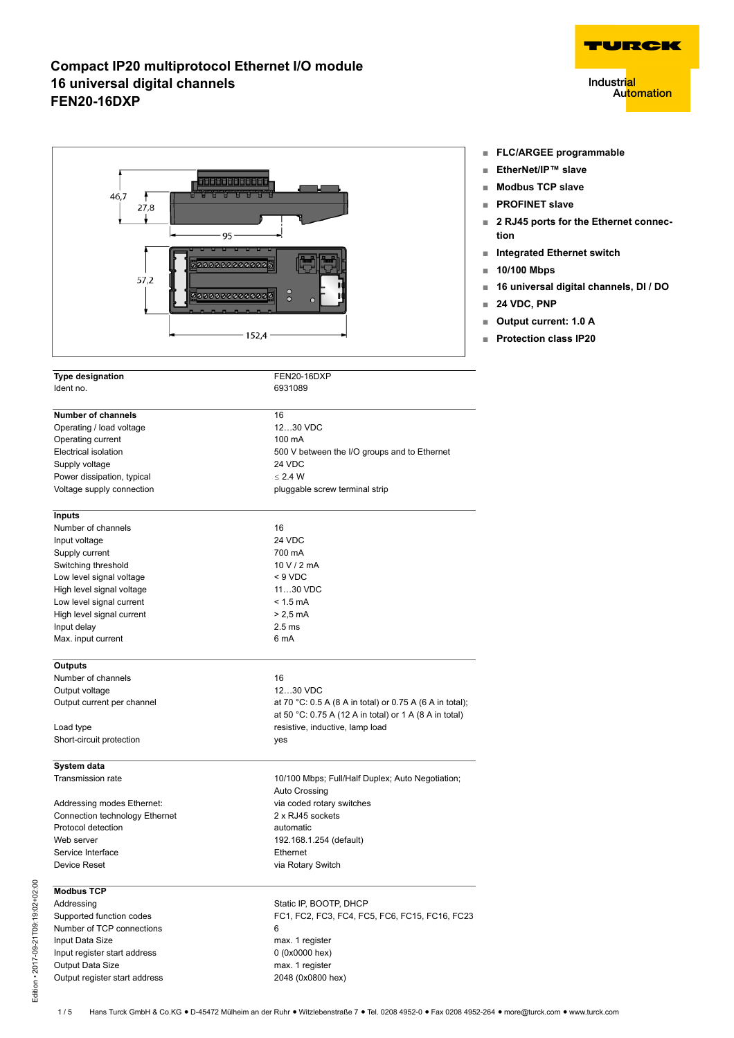# Compact IP20 multiprotocol Ethernet I/O module
# 16 universal digital channels
# FEN20-16DXP

- FLC/ARGEE programmable
- EtherNet/IP™ slave
- Modbus TCP slave
- PROFINET slave
- 2 RJ45 ports for the Ethernet connection
- Integrated Ethernet switch
- 10/100 Mbps
- 16 universal digital channels, DI / DO
- 24 VDC, PNP
- Output current: 1.0 A
- Protection class IP20

| **Type designation** | FEN20-16DXP |
|---|---|
| Ident no. | 6931089 |

| **Number of channels** | 16 |
|---|---|
| Operating / load voltage | 12…30 VDC |
| Operating current | 100 mA |
| Electrical isolation | 500 V between the I/O groups and to Ethernet |
| Supply voltage | 24 VDC |
| Power dissipation, typical | ≤ 2.4 W |
| Voltage supply connection | pluggable screw terminal strip |

| **Inputs** | |
|---|---|
| Number of channels | 16 |
| Input voltage | 24 VDC |
| Supply current | 700 mA |
| Switching threshold | 10 V / 2 mA |
| Low level signal voltage | < 9 VDC |
| High level signal voltage | 11…30 VDC |
| Low level signal current | < 1.5 mA |
| High level signal current | > 2,5 mA |
| Input delay | 2.5 ms |
| Max. input current | 6 mA |

| **Outputs** | |
|---|---|
| Number of channels | 16 |
| Output voltage | 12…30 VDC |
| Output current per channel | at 70 °C: 0.5 A (8 A in total) or 0.75 A (6 A in total); at 50 °C: 0.75 A (12 A in total) or 1 A (8 A in total) |
| Load type | resistive, inductive, lamp load |
| Short-circuit protection | yes |

| **System data** | |
|---|---|
| Transmission rate | 10/100 Mbps; Full/Half Duplex; Auto Negotiation; Auto Crossing |
| Addressing modes Ethernet: | via coded rotary switches |
| Connection technology Ethernet | 2 x RJ45 sockets |
| Protocol detection | automatic |
| Web server | 192.168.1.254 (default) |
| Service Interface | Ethernet |
| Device Reset | via Rotary Switch |

| **Modbus TCP** | |
|---|---|
| Addressing | Static IP, BOOTP, DHCP |
| Supported function codes | FC1, FC2, FC3, FC4, FC5, FC6, FC15, FC16, FC23 |
| Number of TCP connections | 6 |
| Input Data Size | max. 1 register |
| Input register start address | 0 (0x0000 hex) |
| Output Data Size | max. 1 register |
| Output register start address | 2048 (0x0800 hex) |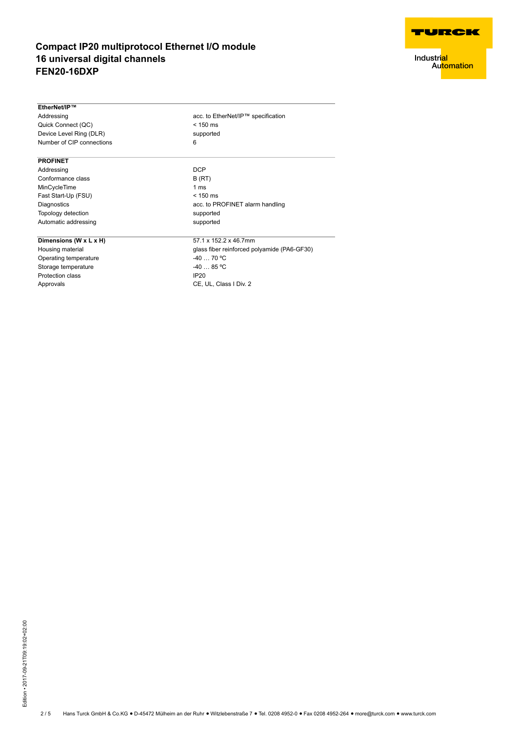# Compact IP20 multiprotocol Ethernet I/O module 16 universal digital channels FEN20-16DXP

| EtherNet/IP™ | |
|---|---|
| Addressing | acc. to EtherNet/IP™ specification |
| Quick Connect (QC) | < 150 ms |
| Device Level Ring (DLR) | supported |
| Number of CIP connections | 6 |

| PROFINET | |
|---|---|
| Addressing | DCP |
| Conformance class | B (RT) |
| MinCycleTime | 1 ms |
| Fast Start-Up (FSU) | < 150 ms |
| Diagnostics | acc. to PROFINET alarm handling |
| Topology detection | supported |
| Automatic addressing | supported |

| Dimensions (W x L x H) | 57.1 x 152.2 x 46.7mm |
|---|---|
| Housing material | glass fiber reinforced polyamide (PA6-GF30) |
| Operating temperature | -40 … 70 °C |
| Storage temperature | -40 … 85 °C |
| Protection class | IP20 |
| Approvals | CE, UL, Class I Div. 2 |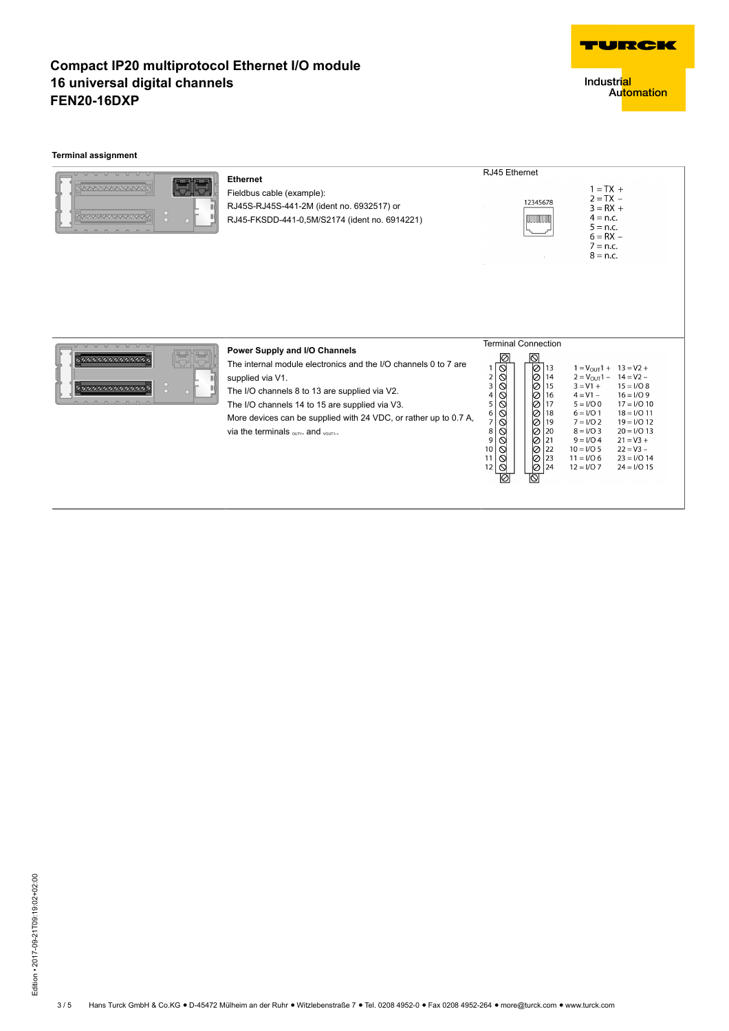# Compact IP20 multiprotocol Ethernet I/O module
# 16 universal digital channels
# FEN20-16DXP

**Terminal assignment**

**Ethernet**

Fieldbus cable (example):
RJ45S-RJ45S-441-2M (ident no. 6932517) or
RJ45-FKSDD-441-0,5M/S2174 (ident no. 6914221)

RJ45 Ethernet

12345678

1 = TX +
2 = TX –
3 = RX +
4 = n.c.
5 = n.c.
6 = RX –
7 = n.c.
8 = n.c.

**Power Supply and I/O Channels**

The internal module electronics and the I/O channels 0 to 7 are supplied via V1.
The I/O channels 8 to 13 are supplied via V2.
The I/O channels 14 to 15 are supplied via V3.
More devices can be supplied with 24 VDC, or rather up to 0.7 A, via the terminals $_{OUT1+}$ and $_{VOUT1-}$.

Terminal Connection

| Terminal | Assignment | Terminal | Assignment |
|---|---|---|---|
| 1 | $V_{OUT}1$ + | 13 | V2 + |
| 2 | $V_{OUT}1$ – | 14 | V2 – |
| 3 | V1 + | 15 | I/O 8 |
| 4 | V1 – | 16 | I/O 9 |
| 5 | I/O 0 | 17 | I/O 10 |
| 6 | I/O 1 | 18 | I/O 11 |
| 7 | I/O 2 | 19 | I/O 12 |
| 8 | I/O 3 | 20 | I/O 13 |
| 9 | I/O 4 | 21 | V3 + |
| 10 | I/O 5 | 22 | V3 – |
| 11 | I/O 6 | 23 | I/O 14 |
| 12 | I/O 7 | 24 | I/O 15 |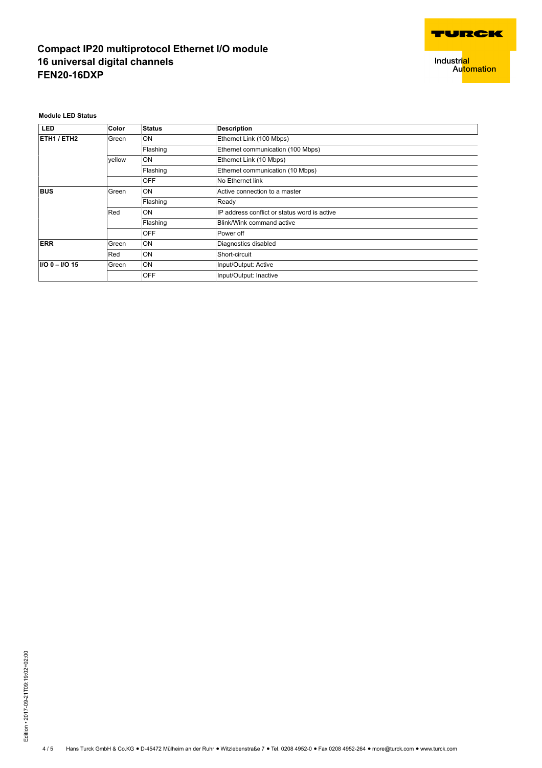# Compact IP20 multiprotocol Ethernet I/O module
# 16 universal digital channels
# FEN20-16DXP

**Module LED Status**

| LED | Color | Status | Description |
|---|---|---|---|
| **ETH1 / ETH2** | Green | ON | Ethernet Link (100 Mbps) |
| | | Flashing | Ethernet communication (100 Mbps) |
| | yellow | ON | Ethernet Link (10 Mbps) |
| | | Flashing | Ethernet communication (10 Mbps) |
| | | OFF | No Ethernet link |
| **BUS** | Green | ON | Active connection to a master |
| | | Flashing | Ready |
| | Red | ON | IP address conflict or status word is active |
| | | Flashing | Blink/Wink command active |
| | | OFF | Power off |
| **ERR** | Green | ON | Diagnostics disabled |
| | Red | ON | Short-circuit |
| **I/O 0 – I/O 15** | Green | ON | Input/Output: Active |
| | | OFF | Input/Output: Inactive |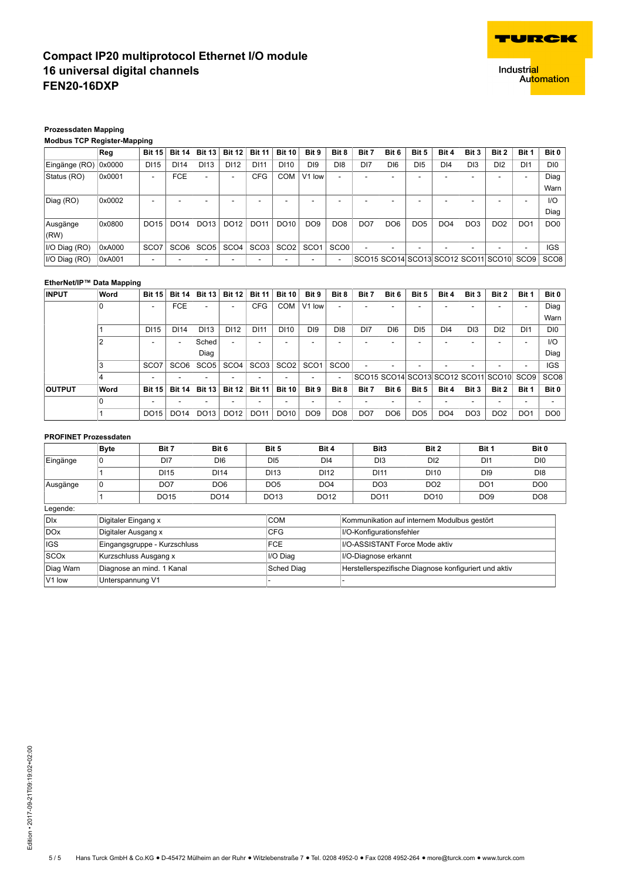**Prozessdaten Mapping**

**Modbus TCP Register-Mapping**

| | Reg | Bit 15 | Bit 14 | Bit 13 | Bit 12 | Bit 11 | Bit 10 | Bit 9 | Bit 8 | Bit 7 | Bit 6 | Bit 5 | Bit 4 | Bit 3 | Bit 2 | Bit 1 | Bit 0 |
|---|---|---|---|---|---|---|---|---|---|---|---|---|---|---|---|---|---|
| Eingänge (RO) | 0x0000 | DI15 | DI14 | DI13 | DI12 | DI11 | DI10 | DI9 | DI8 | DI7 | DI6 | DI5 | DI4 | DI3 | DI2 | DI1 | DI0 |
| Status (RO) | 0x0001 | - | FCE | - | - | CFG | COM | V1 low | - | - | - | - | - | - | - | - | Diag Warn |
| Diag (RO) | 0x0002 | - | - | - | - | - | - | - | - | - | - | - | - | - | - | - | I/O Diag |
| Ausgänge (RW) | 0x0800 | DO15 | DO14 | DO13 | DO12 | DO11 | DO10 | DO9 | DO8 | DO7 | DO6 | DO5 | DO4 | DO3 | DO2 | DO1 | DO0 |
| I/O Diag (RO) | 0xA000 | SCO7 | SCO6 | SCO5 | SCO4 | SCO3 | SCO2 | SCO1 | SCO0 | - | - | - | - | - | - | - | IGS |
| I/O Diag (RO) | 0xA001 | - | - | - | - | - | - | - | - | SCO15 | SCO14 | SCO13 | SCO12 | SCO11 | SCO10 | SCO9 | SCO8 |

**EtherNet/IP™ Data Mapping**

| INPUT | Word | Bit 15 | Bit 14 | Bit 13 | Bit 12 | Bit 11 | Bit 10 | Bit 9 | Bit 8 | Bit 7 | Bit 6 | Bit 5 | Bit 4 | Bit 3 | Bit 2 | Bit 1 | Bit 0 |
|---|---|---|---|---|---|---|---|---|---|---|---|---|---|---|---|---|---|
| | 0 | - | FCE | - | - | CFG | COM | V1 low | - | - | - | - | - | - | - | - | Diag Warn |
| | 1 | DI15 | DI14 | DI13 | DI12 | DI11 | DI10 | DI9 | DI8 | DI7 | DI6 | DI5 | DI4 | DI3 | DI2 | DI1 | DI0 |
| | 2 | - | - | Sched Diag | - | - | - | - | - | - | - | - | - | - | - | - | I/O Diag |
| | 3 | SCO7 | SCO6 | SCO5 | SCO4 | SCO3 | SCO2 | SCO1 | SCO0 | - | - | - | - | - | - | - | IGS |
| | 4 | - | - | - | - | - | - | - | - | SCO15 | SCO14 | SCO13 | SCO12 | SCO11 | SCO10 | SCO9 | SCO8 |
| **OUTPUT** | **Word** | **Bit 15** | **Bit 14** | **Bit 13** | **Bit 12** | **Bit 11** | **Bit 10** | **Bit 9** | **Bit 8** | **Bit 7** | **Bit 6** | **Bit 5** | **Bit 4** | **Bit 3** | **Bit 2** | **Bit 1** | **Bit 0** |
| | 0 | - | - | - | - | - | - | - | - | - | - | - | - | - | - | - | - |
| | 1 | DO15 | DO14 | DO13 | DO12 | DO11 | DO10 | DO9 | DO8 | DO7 | DO6 | DO5 | DO4 | DO3 | DO2 | DO1 | DO0 |

**PROFINET Prozessdaten**

| | Byte | Bit 7 | Bit 6 | Bit 5 | Bit 4 | Bit3 | Bit 2 | Bit 1 | Bit 0 |
|---|---|---|---|---|---|---|---|---|---|
| Eingänge | 0 | DI7 | DI6 | DI5 | DI4 | DI3 | DI2 | DI1 | DI0 |
| | 1 | DI15 | DI14 | DI13 | DI12 | DI11 | DI10 | DI9 | DI8 |
| Ausgänge | 0 | DO7 | DO6 | DO5 | DO4 | DO3 | DO2 | DO1 | DO0 |
| | 1 | DO15 | DO14 | DO13 | DO12 | DO11 | DO10 | DO9 | DO8 |

Legende:

| | | | |
|---|---|---|---|
| DIx | Digitaler Eingang x | COM | Kommunikation auf internem Modulbus gestört |
| DOx | Digitaler Ausgang x | CFG | I/O-Konfigurationsfehler |
| IGS | Eingangsgruppe - Kurzschluss | FCE | I/O-ASSISTANT Force Mode aktiv |
| SCOx | Kurzschluss Ausgang x | I/O Diag | I/O-Diagnose erkannt |
| Diag Warn | Diagnose an mind. 1 Kanal | Sched Diag | Herstellerspezifische Diagnose konfiguriert und aktiv |
| V1 low | Unterspannung V1 | - | - |